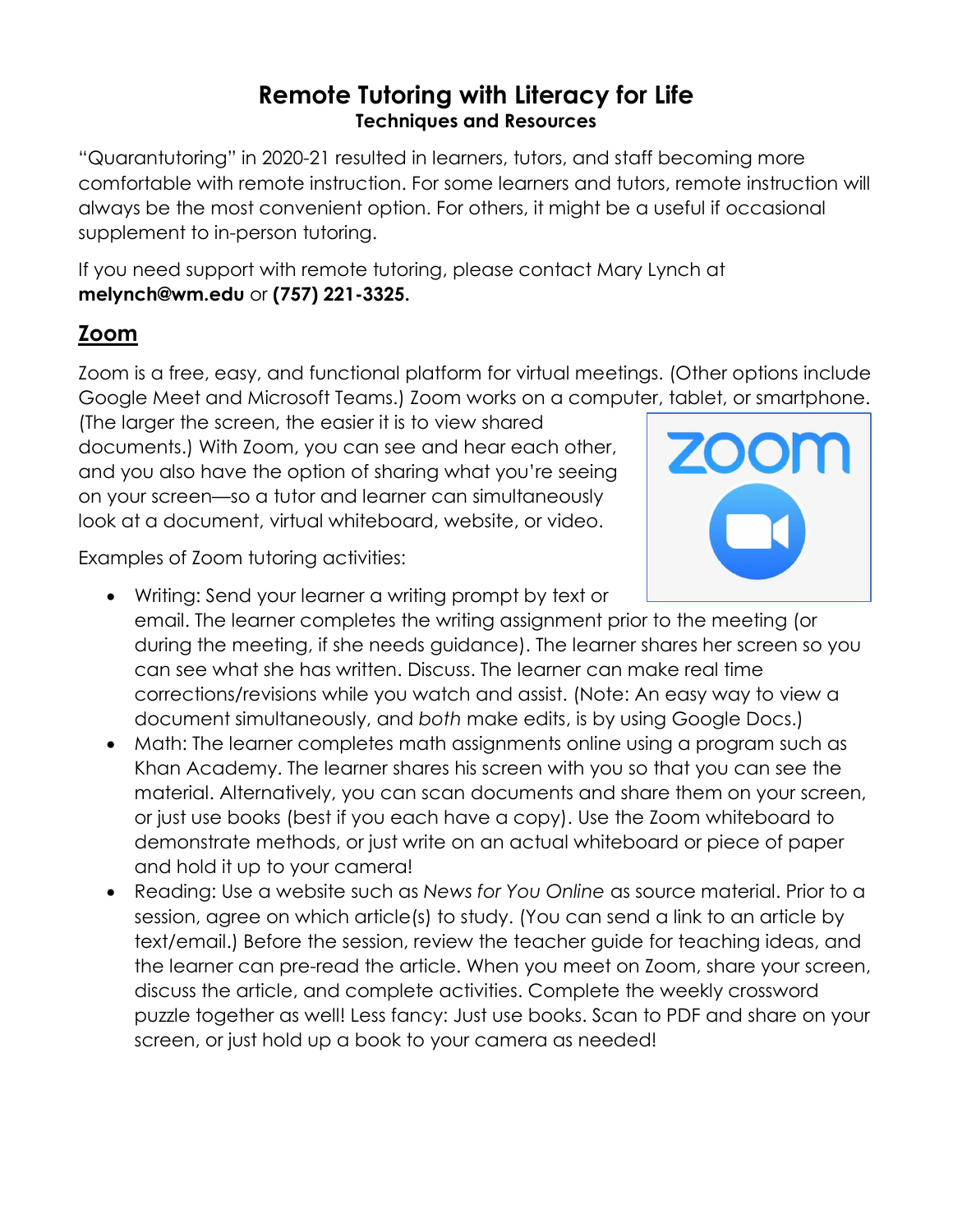# Remote Tutoring with Literacy for Life

### Techniques and Resources

"Quarantutoring" in 2020-21 resulted in learners, tutors, and staff becoming more comfortable with remote instruction. For some learners and tutors, remote instruction will always be the most convenient option. For others, it might be a useful if occasional supplement to in-person tutoring.

If you need support with remote tutoring, please contact Mary Lynch at **melynch@wm.edu** or **(757) 221-3325.**

## Zoom

Zoom is a free, easy, and functional platform for virtual meetings. (Other options include Google Meet and Microsoft Teams.) Zoom works on a computer, tablet, or smartphone. (The larger the screen, the easier it is to view shared documents.) With Zoom, you can see and hear each other, and you also have the option of sharing what you're seeing on your screen—so a tutor and learner can simultaneously look at a document, virtual whiteboard, website, or video.

Examples of Zoom tutoring activities:

- Writing: Send your learner a writing prompt by text or email. The learner completes the writing assignment prior to the meeting (or during the meeting, if she needs guidance). The learner shares her screen so you can see what she has written. Discuss. The learner can make real time corrections/revisions while you watch and assist. (Note: An easy way to view a document simultaneously, and *both* make edits, is by using Google Docs.)
- Math: The learner completes math assignments online using a program such as Khan Academy. The learner shares his screen with you so that you can see the material. Alternatively, you can scan documents and share them on your screen, or just use books (best if you each have a copy). Use the Zoom whiteboard to demonstrate methods, or just write on an actual whiteboard or piece of paper and hold it up to your camera!
- Reading: Use a website such as *News for You Online* as source material. Prior to a session, agree on which article(s) to study. (You can send a link to an article by text/email.) Before the session, review the teacher guide for teaching ideas, and the learner can pre-read the article. When you meet on Zoom, share your screen, discuss the article, and complete activities. Complete the weekly crossword puzzle together as well! Less fancy: Just use books. Scan to PDF and share on your screen, or just hold up a book to your camera as needed!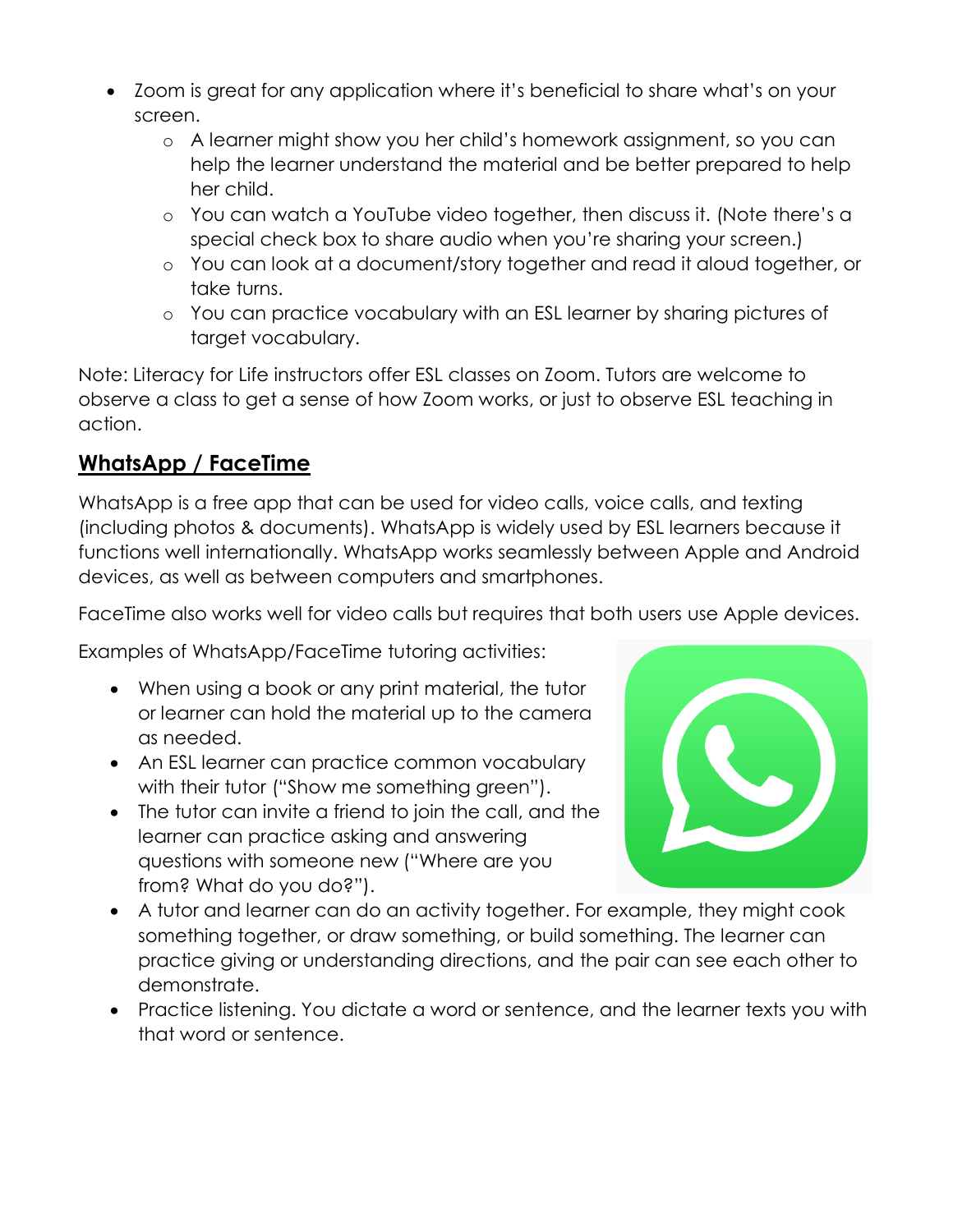- Zoom is great for any application where it's beneficial to share what's on your screen.
    - A learner might show you her child's homework assignment, so you can help the learner understand the material and be better prepared to help her child.
    - You can watch a YouTube video together, then discuss it. (Note there's a special check box to share audio when you're sharing your screen.)
    - You can look at a document/story together and read it aloud together, or take turns.
    - You can practice vocabulary with an ESL learner by sharing pictures of target vocabulary.

Note: Literacy for Life instructors offer ESL classes on Zoom. Tutors are welcome to observe a class to get a sense of how Zoom works, or just to observe ESL teaching in action.

## WhatsApp / FaceTime

WhatsApp is a free app that can be used for video calls, voice calls, and texting (including photos & documents). WhatsApp is widely used by ESL learners because it functions well internationally. WhatsApp works seamlessly between Apple and Android devices, as well as between computers and smartphones.

FaceTime also works well for video calls but requires that both users use Apple devices.

Examples of WhatsApp/FaceTime tutoring activities:

- When using a book or any print material, the tutor or learner can hold the material up to the camera as needed.
- An ESL learner can practice common vocabulary with their tutor ("Show me something green").
- The tutor can invite a friend to join the call, and the learner can practice asking and answering questions with someone new ("Where are you from? What do you do?").
- A tutor and learner can do an activity together. For example, they might cook something together, or draw something, or build something. The learner can practice giving or understanding directions, and the pair can see each other to demonstrate.
- Practice listening. You dictate a word or sentence, and the learner texts you with that word or sentence.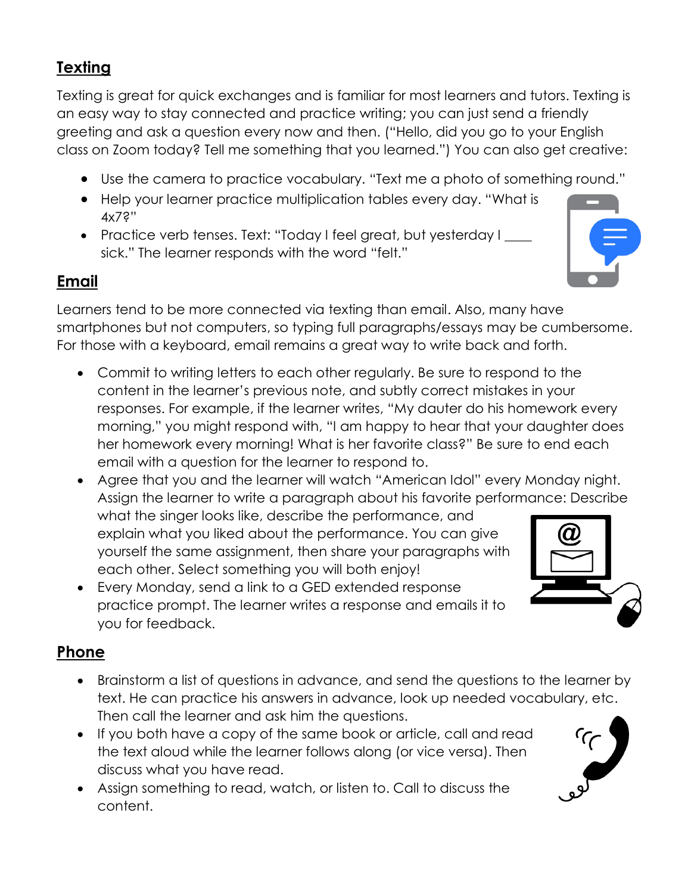## Texting

Texting is great for quick exchanges and is familiar for most learners and tutors. Texting is an easy way to stay connected and practice writing; you can just send a friendly greeting and ask a question every now and then. ("Hello, did you go to your English class on Zoom today? Tell me something that you learned.") You can also get creative:

- Use the camera to practice vocabulary. "Text me a photo of something round."
- Help your learner practice multiplication tables every day. "What is 4x7?"
- Practice verb tenses. Text: "Today I feel great, but yesterday I ____ sick." The learner responds with the word "felt."

## Email

Learners tend to be more connected via texting than email. Also, many have smartphones but not computers, so typing full paragraphs/essays may be cumbersome. For those with a keyboard, email remains a great way to write back and forth.

- Commit to writing letters to each other regularly. Be sure to respond to the content in the learner's previous note, and subtly correct mistakes in your responses. For example, if the learner writes, "My dauter do his homework every morning," you might respond with, "I am happy to hear that your daughter does her homework every morning! What is her favorite class?" Be sure to end each email with a question for the learner to respond to.
- Agree that you and the learner will watch "American Idol" every Monday night. Assign the learner to write a paragraph about his favorite performance: Describe what the singer looks like, describe the performance, and explain what you liked about the performance. You can give yourself the same assignment, then share your paragraphs with each other. Select something you will both enjoy!
- Every Monday, send a link to a GED extended response practice prompt. The learner writes a response and emails it to you for feedback.

## Phone

- Brainstorm a list of questions in advance, and send the questions to the learner by text. He can practice his answers in advance, look up needed vocabulary, etc. Then call the learner and ask him the questions.
- If you both have a copy of the same book or article, call and read the text aloud while the learner follows along (or vice versa). Then discuss what you have read.
- Assign something to read, watch, or listen to. Call to discuss the content.